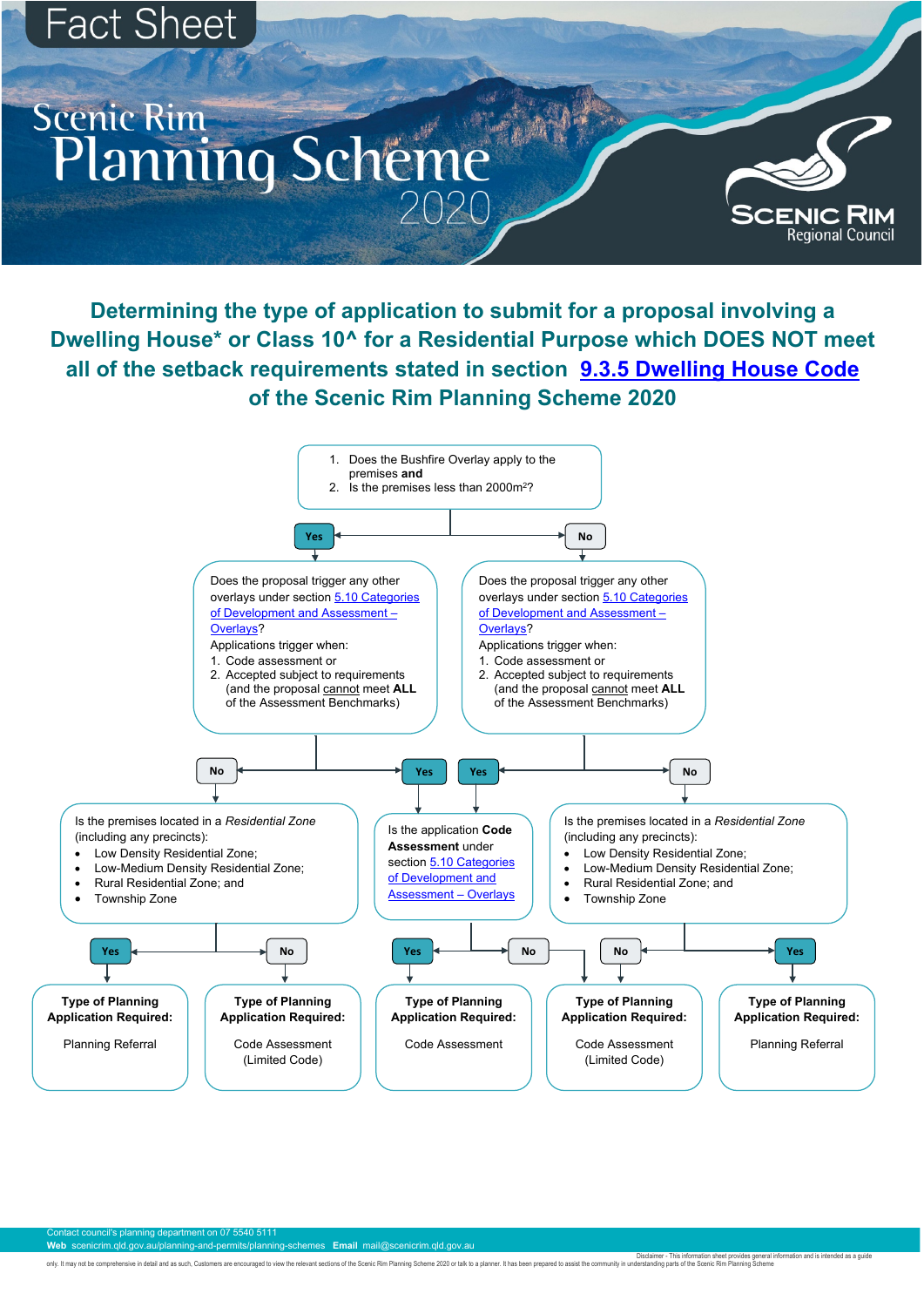# Fact Sheet

## Scenic Rim Planning Scheme 2020

Scenic Rim Regional Council

## Determining the type of application to submit for a proposal involving a Dwelling House* or Class 10^ for a Residential Purpose which DOES NOT meet all of the setback requirements stated in section 9.3.5 Dwelling House Code of the Scenic Rim Planning Scheme 2020

1. Does the Bushfire Overlay apply to the premises **and**
2. Is the premises less than 2000m²?

**Yes** →

Does the proposal trigger any other overlays under section 5.10 Categories of Development and Assessment – Overlays?

Applications trigger when:

1. Code assessment or
2. Accepted subject to requirements (and the proposal cannot meet **ALL** of the Assessment Benchmarks)

- **No** → Is the premises located in a *Residential Zone* (including any precincts):
  - Low Density Residential Zone;
  - Low-Medium Density Residential Zone;
  - Rural Residential Zone; and
  - Township Zone
  - **Yes** → **Type of Planning Application Required:** Planning Referral
  - **No** → **Type of Planning Application Required:** Code Assessment (Limited Code)
- **Yes** → Is the application **Code Assessment** under section 5.10 Categories of Development and Assessment – Overlays
  - **Yes** → **Type of Planning Application Required:** Code Assessment
  - **No** → **Type of Planning Application Required:** Code Assessment (Limited Code)

**No** →

Does the proposal trigger any other overlays under section 5.10 Categories of Development and Assessment – Overlays?

Applications trigger when:

1. Code assessment or
2. Accepted subject to requirements (and the proposal cannot meet **ALL** of the Assessment Benchmarks)

- **Yes** → Is the application **Code Assessment** under section 5.10 Categories of Development and Assessment – Overlays
  - **Yes** → **Type of Planning Application Required:** Code Assessment
  - **No** → **Type of Planning Application Required:** Code Assessment (Limited Code)
- **No** → Is the premises located in a *Residential Zone* (including any precincts):
  - Low Density Residential Zone;
  - Low-Medium Density Residential Zone;
  - Rural Residential Zone; and
  - Township Zone
  - **No** → **Type of Planning Application Required:** Code Assessment (Limited Code)
  - **Yes** → **Type of Planning Application Required:** Planning Referral

Contact council's planning department on 07 5540 5111
**Web** scenicrim.qld.gov.au/planning-and-permits/planning-schemes **Email** mail@scenicrim.qld.gov.au

Disclaimer - This information sheet provides general information and is intended as a guide only. It may not be comprehensive in detail and as such, Customers are encouraged to view the relevant sections of the Scenic Rim Planning Scheme 2020 or talk to a planner. It has been prepared to assist the community in understanding parts of the Scenic Rim Planning Scheme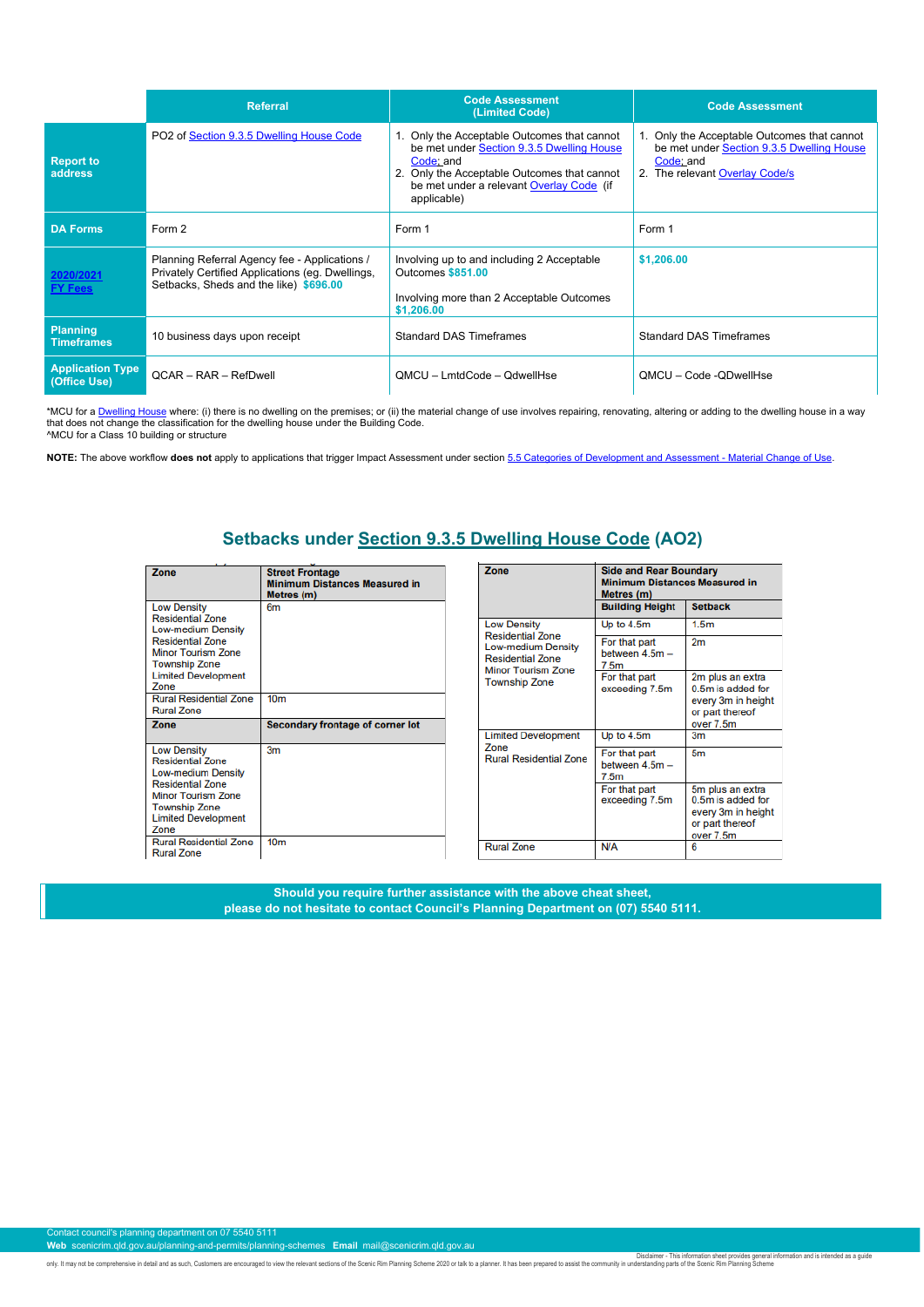| | Referral | Code Assessment (Limited Code) | Code Assessment |
|---|---|---|---|
| **Report to address** | PO2 of Section 9.3.5 Dwelling House Code | 1. Only the Acceptable Outcomes that cannot be met under Section 9.3.5 Dwelling House Code; and<br>2. Only the Acceptable Outcomes that cannot be met under a relevant Overlay Code (if applicable) | 1. Only the Acceptable Outcomes that cannot be met under Section 9.3.5 Dwelling House Code; and<br>2. The relevant Overlay Code/s |
| **DA Forms** | Form 2 | Form 1 | Form 1 |
| **2020/2021 FY Fees** | Planning Referral Agency fee - Applications / Privately Certified Applications (eg. Dwellings, Setbacks, Sheds and the like) **$696.00** | Involving up to and including 2 Acceptable Outcomes **$851.00**<br><br>Involving more than 2 Acceptable Outcomes **$1,206.00** | **$1,206.00** |
| **Planning Timeframes** | 10 business days upon receipt | Standard DAS Timeframes | Standard DAS Timeframes |
| **Application Type (Office Use)** | QCAR – RAR – RefDwell | QMCU – LmtdCode – QdwellHse | QMCU – Code -QDwellHse |

*MCU for a Dwelling House where: (i) there is no dwelling on the premises; or (ii) the material change of use involves repairing, renovating, altering or adding to the dwelling house in a way that does not change the classification for the dwelling house under the Building Code.
^MCU for a Class 10 building or structure

**NOTE:** The above workflow **does not** apply to applications that trigger Impact Assessment under section 5.5 Categories of Development and Assessment - Material Change of Use.

## Setbacks under Section 9.3.5 Dwelling House Code (AO2)

| Zone | Street Frontage Minimum Distances Measured in Metres (m) |
|---|---|
| Low Density Residential Zone<br>Low-medium Density Residential Zone<br>Minor Tourism Zone<br>Township Zone<br>Limited Development Zone | 6m |
| Rural Residential Zone<br>Rural Zone | 10m |
| **Zone** | **Secondary frontage of corner lot** |
| Low Density Residential Zone<br>Low-medium Density Residential Zone<br>Minor Tourism Zone<br>Township Zone<br>Limited Development Zone | 3m |
| Rural Residential Zone<br>Rural Zone | 10m |

| Zone | Side and Rear Boundary Minimum Distances Measured in Metres (m) | |
|---|---|---|
| | **Building Height** | **Setback** |
| Low Density Residential Zone<br>Low-medium Density Residential Zone<br>Minor Tourism Zone<br>Township Zone | Up to 4.5m | 1.5m |
| | For that part between 4.5m – 7.5m | 2m |
| | For that part exceeding 7.5m | 2m plus an extra 0.5m is added for every 3m in height or part thereof over 7.5m |
| Limited Development Zone<br>Rural Residential Zone | Up to 4.5m | 3m |
| | For that part between 4.5m – 7.5m | 5m |
| | For that part exceeding 7.5m | 5m plus an extra 0.5m is added for every 3m in height or part thereof over 7.5m |
| Rural Zone | N/A | 6 |

**Should you require further assistance with the above cheat sheet, please do not hesitate to contact Council's Planning Department on (07) 5540 5111.**

Contact council's planning department on 07 5540 5111
**Web** scenicrim.qld.gov.au/planning-and-permits/planning-schemes **Email** mail@scenicrim.qld.gov.au

Disclaimer - This information sheet provides general information and is intended as a guide only. It may not be comprehensive in detail and as such, Customers are encouraged to view the relevant sections of the Scenic Rim Planning Scheme 2020 or talk to a planner. It has been prepared to assist the community in understanding parts of the Scenic Rim Planning Scheme